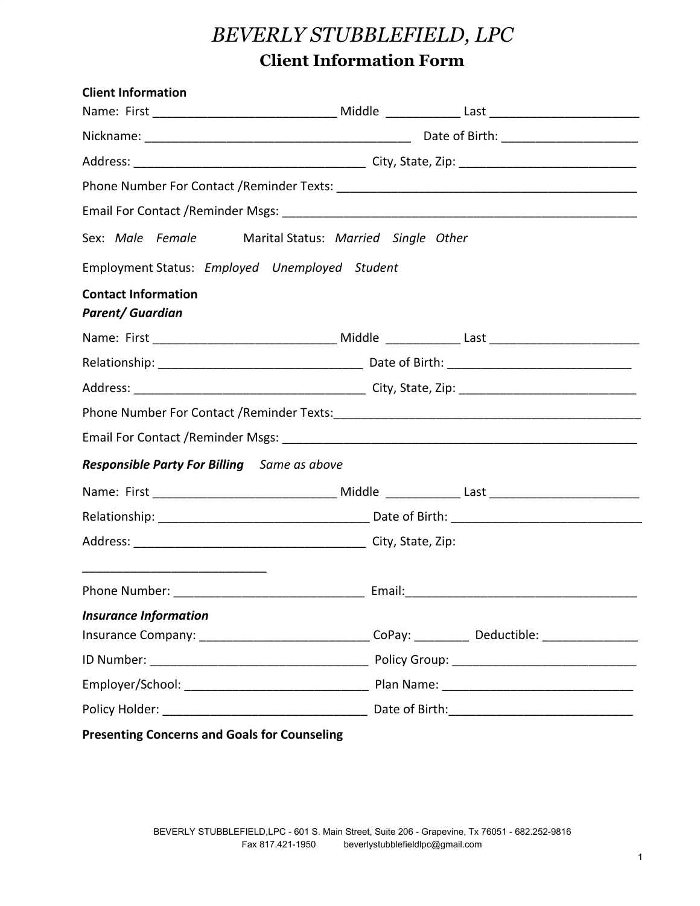# *BEVERLY STUBBLEFIELD, LPC*

## Client Information Form

**Client Information**

Name: First ___________________________ Middle ___________ Last ______________________

Nickname: _______________________________________ Date of Birth: ____________________

Address: __________________________________ City, State, Zip: __________________________

Phone Number For Contact /Reminder Texts: ____________________________________________

Email For Contact /Reminder Msgs: ____________________________________________________

Sex: *Male Female* Marital Status: *Married Single Other*

Employment Status: *Employed Unemployed Student*

**Contact Information**

***Parent/ Guardian***

Name: First ___________________________ Middle ___________ Last ______________________

Relationship: ______________________________ Date of Birth: ___________________________

Address: __________________________________ City, State, Zip: __________________________

Phone Number For Contact /Reminder Texts:_____________________________________________

Email For Contact /Reminder Msgs: ____________________________________________________

***Responsible Party For Billing*** *Same as above*

Name: First ___________________________ Middle ___________ Last ______________________

Relationship: ________________________________ Date of Birth: ____________________________

Address: __________________________________ City, State, Zip:

___________________________

Phone Number: ____________________________ Email:__________________________________

***Insurance Information***

Insurance Company: _________________________ CoPay: ________ Deductible: ______________

ID Number: _________________________________ Policy Group: ___________________________

Employer/School: ___________________________ Plan Name: _____________________________

Policy Holder: _______________________________ Date of Birth:___________________________

**Presenting Concerns and Goals for Counseling**

BEVERLY STUBBLEFIELD,LPC - 601 S. Main Street, Suite 206 - Grapevine, Tx 76051 - 682.252-9816
Fax 817.421-1950 beverlystubblefieldlpc@gmail.com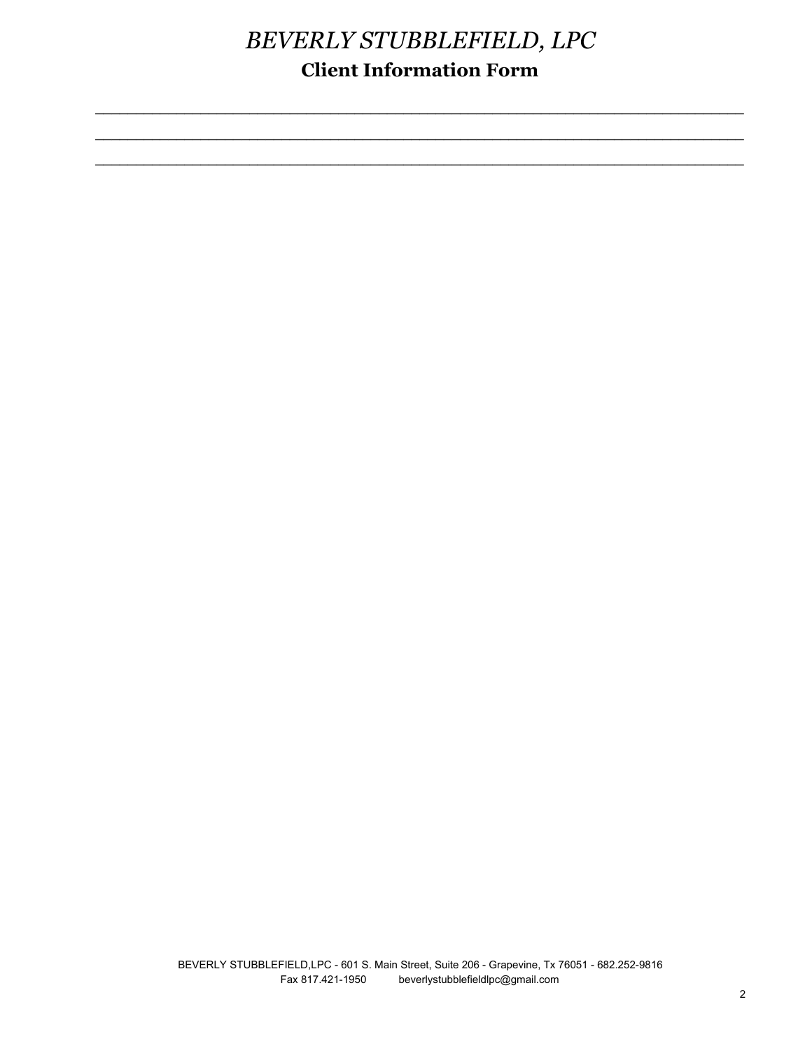# *BEVERLY STUBBLEFIELD, LPC*

## Client Information Form

______________________________________________________________________

______________________________________________________________________

______________________________________________________________________

BEVERLY STUBBLEFIELD,LPC - 601 S. Main Street, Suite 206 - Grapevine, Tx 76051 - 682.252-9816
Fax 817.421-1950 beverlystubblefieldlpc@gmail.com